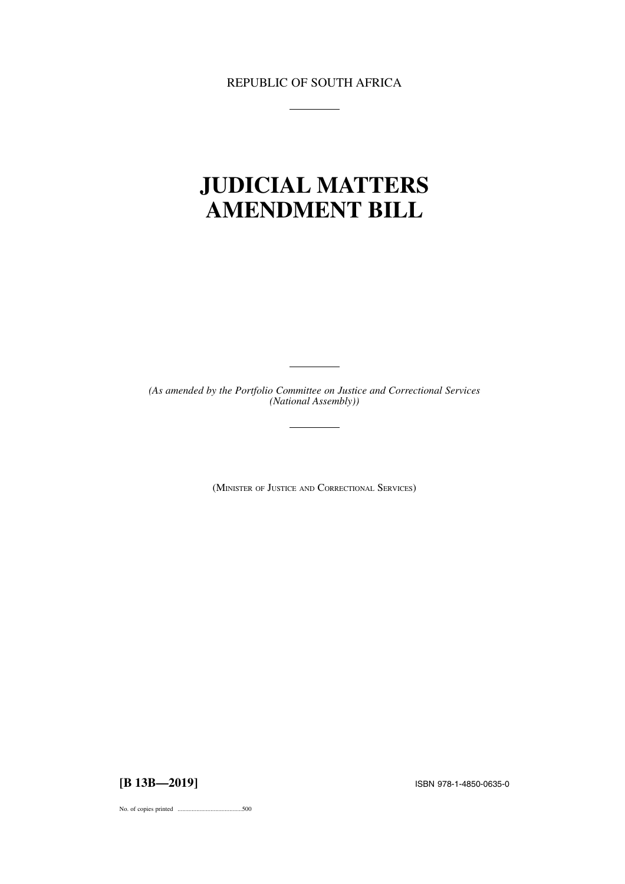REPUBLIC OF SOUTH AFRICA

# JUDICIAL MATTERS AMENDMENT BILL

*(As amended by the Portfolio Committee on Justice and Correctional Services (National Assembly))*

(MINISTER OF JUSTICE AND CORRECTIONAL SERVICES)

**[B 13B—2019]**

ISBN 978-1-4850-0635-0

No. of copies printed .........................................500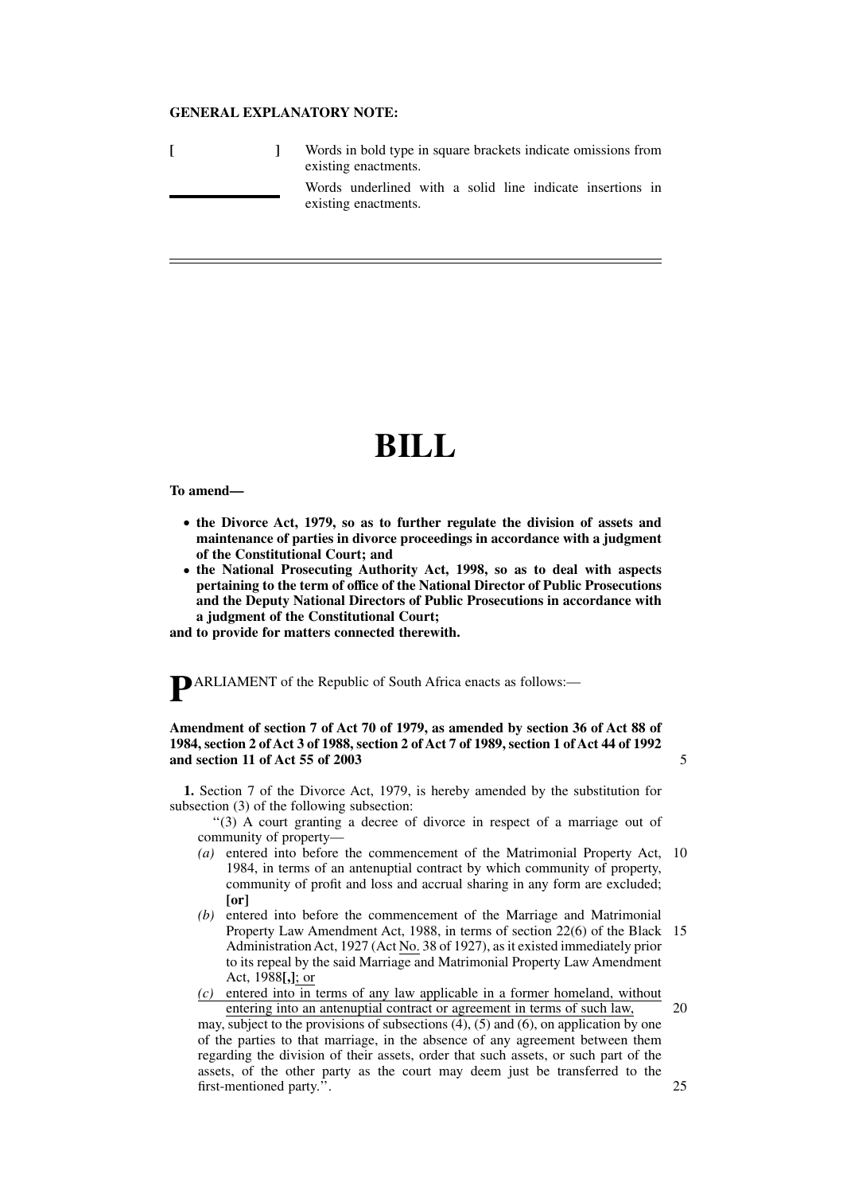**GENERAL EXPLANATORY NOTE:**

| | |
|---|---|
| **[ ]** | Words in bold type in square brackets indicate omissions from existing enactments. |
| ______ | Words underlined with a solid line indicate insertions in existing enactments. |

---

# BILL

**To amend—**

- **the Divorce Act, 1979, so as to further regulate the division of assets and maintenance of parties in divorce proceedings in accordance with a judgment of the Constitutional Court; and**
- **the National Prosecuting Authority Act, 1998, so as to deal with aspects pertaining to the term of office of the National Director of Public Prosecutions and the Deputy National Directors of Public Prosecutions in accordance with a judgment of the Constitutional Court;**

**and to provide for matters connected therewith.**

PARLIAMENT of the Republic of South Africa enacts as follows:—

**Amendment of section 7 of Act 70 of 1979, as amended by section 36 of Act 88 of 1984, section 2 of Act 3 of 1988, section 2 of Act 7 of 1989, section 1 of Act 44 of 1992 and section 11 of Act 55 of 2003**

**1.** Section 7 of the Divorce Act, 1979, is hereby amended by the substitution for subsection (3) of the following subsection:

"(3) A court granting a decree of divorce in respect of a marriage out of community of property—

*(a)* entered into before the commencement of the Matrimonial Property Act, 1984, in terms of an antenuptial contract by which community of property, community of profit and loss and accrual sharing in any form are excluded; **[or]**

*(b)* entered into before the commencement of the Marriage and Matrimonial Property Law Amendment Act, 1988, in terms of section 22(6) of the Black Administration Act, 1927 (Act No. 38 of 1927), as it existed immediately prior to its repeal by the said Marriage and Matrimonial Property Law Amendment Act, 1988**[,]**; or

*(c)* entered into in terms of any law applicable in a former homeland, without entering into an antenuptial contract or agreement in terms of such law,

may, subject to the provisions of subsections (4), (5) and (6), on application by one of the parties to that marriage, in the absence of any agreement between them regarding the division of their assets, order that such assets, or such part of the assets, of the other party as the court may deem just be transferred to the first-mentioned party.".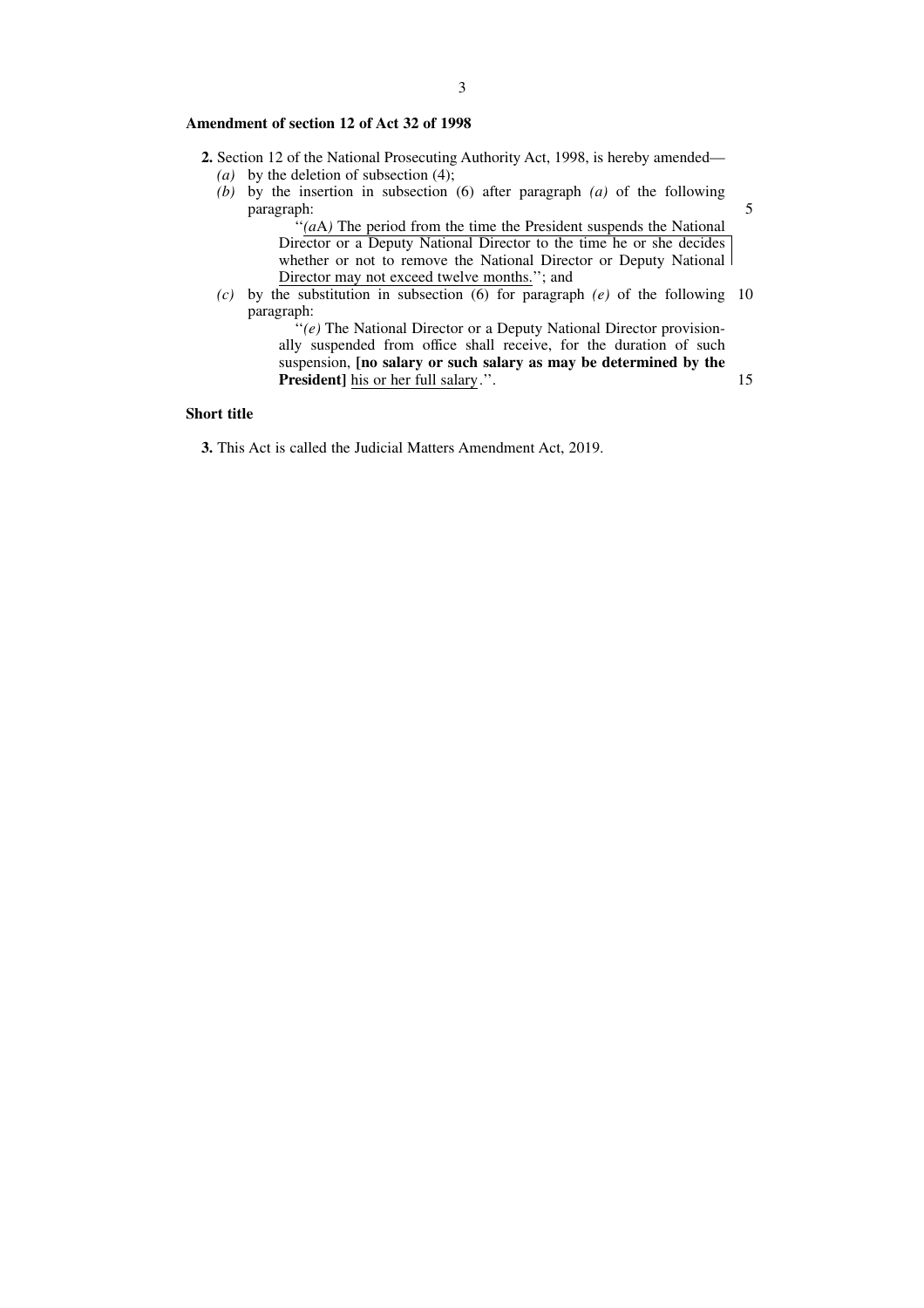**Amendment of section 12 of Act 32 of 1998**

**2.** Section 12 of the National Prosecuting Authority Act, 1998, is hereby amended—

*(a)* by the deletion of subsection (4);

*(b)* by the insertion in subsection (6) after paragraph *(a)* of the following paragraph:

> ''*(a*A*)* The period from the time the President suspends the National Director or a Deputy National Director to the time he or she decides whether or not to remove the National Director or Deputy National Director may not exceed twelve months.''; and

*(c)* by the substitution in subsection (6) for paragraph *(e)* of the following paragraph:

> ''*(e)* The National Director or a Deputy National Director provisionally suspended from office shall receive, for the duration of such suspension, **[no salary or such salary as may be determined by the President]** his or her full salary.''.

**Short title**

**3.** This Act is called the Judicial Matters Amendment Act, 2019.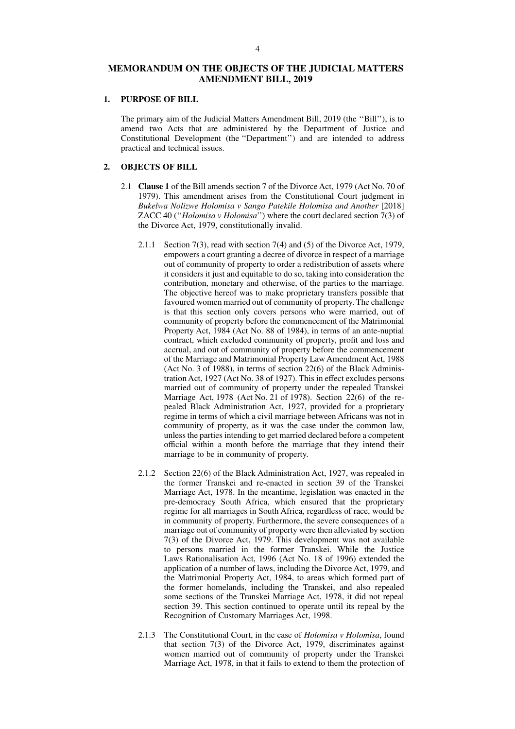# MEMORANDUM ON THE OBJECTS OF THE JUDICIAL MATTERS AMENDMENT BILL, 2019

## 1. PURPOSE OF BILL

The primary aim of the Judicial Matters Amendment Bill, 2019 (the ''Bill''), is to amend two Acts that are administered by the Department of Justice and Constitutional Development (the ''Department'') and are intended to address practical and technical issues.

## 2. OBJECTS OF BILL

2.1 **Clause 1** of the Bill amends section 7 of the Divorce Act, 1979 (Act No. 70 of 1979). This amendment arises from the Constitutional Court judgment in *Bukelwa Nolizwe Holomisa v Sango Patekile Holomisa and Another* [2018] ZACC 40 (''*Holomisa v Holomisa*'') where the court declared section 7(3) of the Divorce Act, 1979, constitutionally invalid.

2.1.1 Section 7(3), read with section 7(4) and (5) of the Divorce Act, 1979, empowers a court granting a decree of divorce in respect of a marriage out of community of property to order a redistribution of assets where it considers it just and equitable to do so, taking into consideration the contribution, monetary and otherwise, of the parties to the marriage. The objective hereof was to make proprietary transfers possible that favoured women married out of community of property. The challenge is that this section only covers persons who were married, out of community of property before the commencement of the Matrimonial Property Act, 1984 (Act No. 88 of 1984), in terms of an ante-nuptial contract, which excluded community of property, profit and loss and accrual, and out of community of property before the commencement of the Marriage and Matrimonial Property Law Amendment Act, 1988 (Act No. 3 of 1988), in terms of section 22(6) of the Black Administration Act, 1927 (Act No. 38 of 1927). This in effect excludes persons married out of community of property under the repealed Transkei Marriage Act, 1978 (Act No. 21 of 1978). Section 22(6) of the repealed Black Administration Act, 1927, provided for a proprietary regime in terms of which a civil marriage between Africans was not in community of property, as it was the case under the common law, unless the parties intending to get married declared before a competent official within a month before the marriage that they intend their marriage to be in community of property.

2.1.2 Section 22(6) of the Black Administration Act, 1927, was repealed in the former Transkei and re-enacted in section 39 of the Transkei Marriage Act, 1978. In the meantime, legislation was enacted in the pre-democracy South Africa, which ensured that the proprietary regime for all marriages in South Africa, regardless of race, would be in community of property. Furthermore, the severe consequences of a marriage out of community of property were then alleviated by section 7(3) of the Divorce Act, 1979. This development was not available to persons married in the former Transkei. While the Justice Laws Rationalisation Act, 1996 (Act No. 18 of 1996) extended the application of a number of laws, including the Divorce Act, 1979, and the Matrimonial Property Act, 1984, to areas which formed part of the former homelands, including the Transkei, and also repealed some sections of the Transkei Marriage Act, 1978, it did not repeal section 39. This section continued to operate until its repeal by the Recognition of Customary Marriages Act, 1998.

2.1.3 The Constitutional Court, in the case of *Holomisa v Holomisa*, found that section 7(3) of the Divorce Act, 1979, discriminates against women married out of community of property under the Transkei Marriage Act, 1978, in that it fails to extend to them the protection of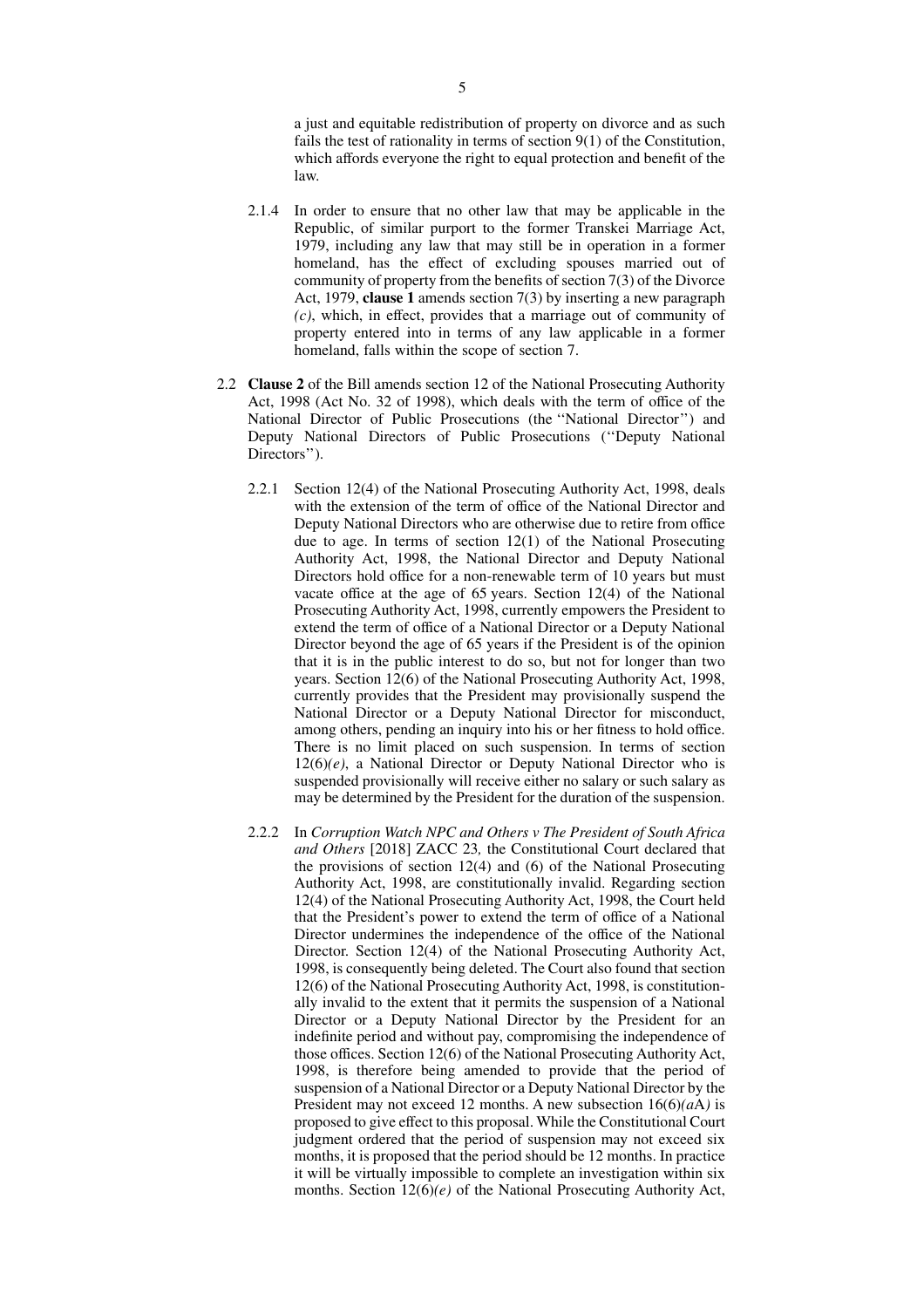a just and equitable redistribution of property on divorce and as such fails the test of rationality in terms of section 9(1) of the Constitution, which affords everyone the right to equal protection and benefit of the law.

2.1.4 In order to ensure that no other law that may be applicable in the Republic, of similar purport to the former Transkei Marriage Act, 1979, including any law that may still be in operation in a former homeland, has the effect of excluding spouses married out of community of property from the benefits of section 7(3) of the Divorce Act, 1979, **clause 1** amends section 7(3) by inserting a new paragraph *(c)*, which, in effect, provides that a marriage out of community of property entered into in terms of any law applicable in a former homeland, falls within the scope of section 7.

2.2 **Clause 2** of the Bill amends section 12 of the National Prosecuting Authority Act, 1998 (Act No. 32 of 1998), which deals with the term of office of the National Director of Public Prosecutions (the ''National Director'') and Deputy National Directors of Public Prosecutions (''Deputy National Directors'').

2.2.1 Section 12(4) of the National Prosecuting Authority Act, 1998, deals with the extension of the term of office of the National Director and Deputy National Directors who are otherwise due to retire from office due to age. In terms of section 12(1) of the National Prosecuting Authority Act, 1998, the National Director and Deputy National Directors hold office for a non-renewable term of 10 years but must vacate office at the age of 65 years. Section 12(4) of the National Prosecuting Authority Act, 1998, currently empowers the President to extend the term of office of a National Director or a Deputy National Director beyond the age of 65 years if the President is of the opinion that it is in the public interest to do so, but not for longer than two years. Section 12(6) of the National Prosecuting Authority Act, 1998, currently provides that the President may provisionally suspend the National Director or a Deputy National Director for misconduct, among others, pending an inquiry into his or her fitness to hold office. There is no limit placed on such suspension. In terms of section 12(6)*(e)*, a National Director or Deputy National Director who is suspended provisionally will receive either no salary or such salary as may be determined by the President for the duration of the suspension.

2.2.2 In *Corruption Watch NPC and Others v The President of South Africa and Others* [2018] ZACC 23*,* the Constitutional Court declared that the provisions of section 12(4) and (6) of the National Prosecuting Authority Act, 1998, are constitutionally invalid. Regarding section 12(4) of the National Prosecuting Authority Act, 1998, the Court held that the President's power to extend the term of office of a National Director undermines the independence of the office of the National Director. Section 12(4) of the National Prosecuting Authority Act, 1998, is consequently being deleted. The Court also found that section 12(6) of the National Prosecuting Authority Act, 1998, is constitutionally invalid to the extent that it permits the suspension of a National Director or a Deputy National Director by the President for an indefinite period and without pay, compromising the independence of those offices. Section 12(6) of the National Prosecuting Authority Act, 1998, is therefore being amended to provide that the period of suspension of a National Director or a Deputy National Director by the President may not exceed 12 months. A new subsection 16(6)*(a*A*)* is proposed to give effect to this proposal. While the Constitutional Court judgment ordered that the period of suspension may not exceed six months, it is proposed that the period should be 12 months. In practice it will be virtually impossible to complete an investigation within six months. Section 12(6)*(e)* of the National Prosecuting Authority Act,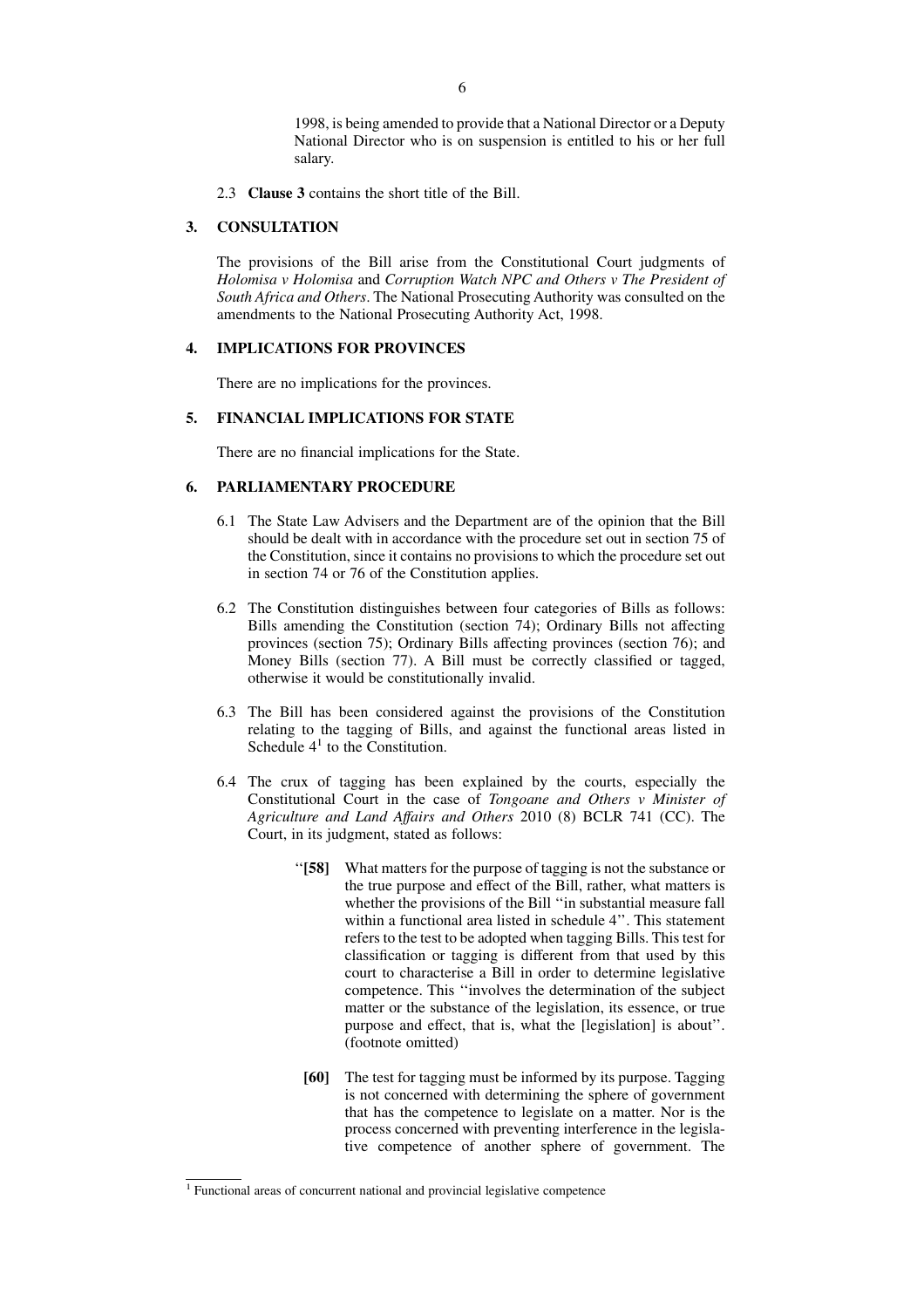1998, is being amended to provide that a National Director or a Deputy National Director who is on suspension is entitled to his or her full salary.

2.3 **Clause 3** contains the short title of the Bill.

## 3. CONSULTATION

The provisions of the Bill arise from the Constitutional Court judgments of *Holomisa v Holomisa* and *Corruption Watch NPC and Others v The President of South Africa and Others*. The National Prosecuting Authority was consulted on the amendments to the National Prosecuting Authority Act, 1998.

## 4. IMPLICATIONS FOR PROVINCES

There are no implications for the provinces.

## 5. FINANCIAL IMPLICATIONS FOR STATE

There are no financial implications for the State.

## 6. PARLIAMENTARY PROCEDURE

6.1 The State Law Advisers and the Department are of the opinion that the Bill should be dealt with in accordance with the procedure set out in section 75 of the Constitution, since it contains no provisions to which the procedure set out in section 74 or 76 of the Constitution applies.

6.2 The Constitution distinguishes between four categories of Bills as follows: Bills amending the Constitution (section 74); Ordinary Bills not affecting provinces (section 75); Ordinary Bills affecting provinces (section 76); and Money Bills (section 77). A Bill must be correctly classified or tagged, otherwise it would be constitutionally invalid.

6.3 The Bill has been considered against the provisions of the Constitution relating to the tagging of Bills, and against the functional areas listed in Schedule 4[1] to the Constitution.

6.4 The crux of tagging has been explained by the courts, especially the Constitutional Court in the case of *Tongoane and Others v Minister of Agriculture and Land Affairs and Others* 2010 (8) BCLR 741 (CC). The Court, in its judgment, stated as follows:

> ''**[58]** What matters for the purpose of tagging is not the substance or the true purpose and effect of the Bill, rather, what matters is whether the provisions of the Bill ''in substantial measure fall within a functional area listed in schedule 4''. This statement refers to the test to be adopted when tagging Bills. This test for classification or tagging is different from that used by this court to characterise a Bill in order to determine legislative competence. This ''involves the determination of the subject matter or the substance of the legislation, its essence, or true purpose and effect, that is, what the [legislation] is about''. (footnote omitted)
>
> **[60]** The test for tagging must be informed by its purpose. Tagging is not concerned with determining the sphere of government that has the competence to legislate on a matter. Nor is the process concerned with preventing interference in the legislative competence of another sphere of government. The

[1] Functional areas of concurrent national and provincial legislative competence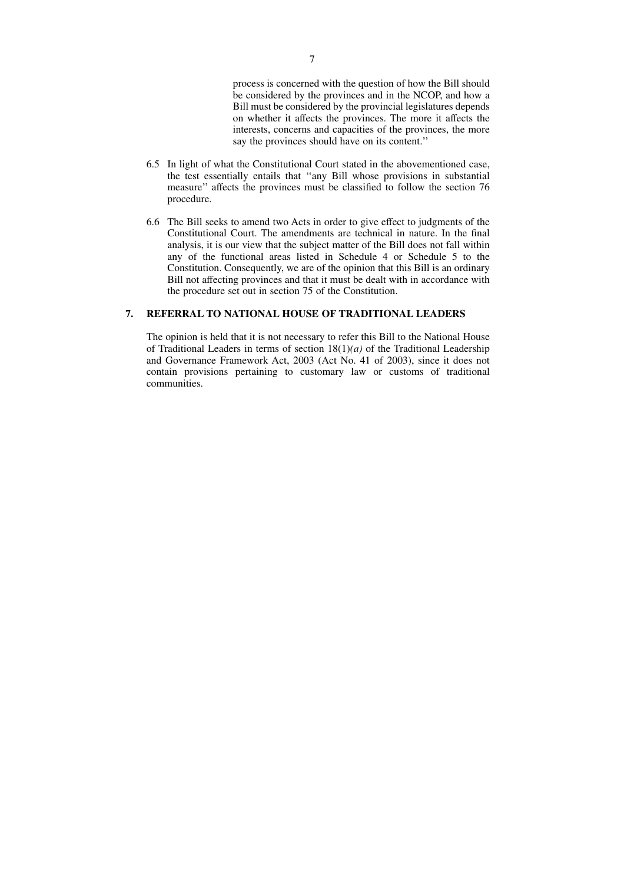process is concerned with the question of how the Bill should be considered by the provinces and in the NCOP, and how a Bill must be considered by the provincial legislatures depends on whether it affects the provinces. The more it affects the interests, concerns and capacities of the provinces, the more say the provinces should have on its content.''

6.5 In light of what the Constitutional Court stated in the abovementioned case, the test essentially entails that ''any Bill whose provisions in substantial measure'' affects the provinces must be classified to follow the section 76 procedure.

6.6 The Bill seeks to amend two Acts in order to give effect to judgments of the Constitutional Court. The amendments are technical in nature. In the final analysis, it is our view that the subject matter of the Bill does not fall within any of the functional areas listed in Schedule 4 or Schedule 5 to the Constitution. Consequently, we are of the opinion that this Bill is an ordinary Bill not affecting provinces and that it must be dealt with in accordance with the procedure set out in section 75 of the Constitution.

## 7. REFERRAL TO NATIONAL HOUSE OF TRADITIONAL LEADERS

The opinion is held that it is not necessary to refer this Bill to the National House of Traditional Leaders in terms of section 18(1)*(a)* of the Traditional Leadership and Governance Framework Act, 2003 (Act No. 41 of 2003), since it does not contain provisions pertaining to customary law or customs of traditional communities.